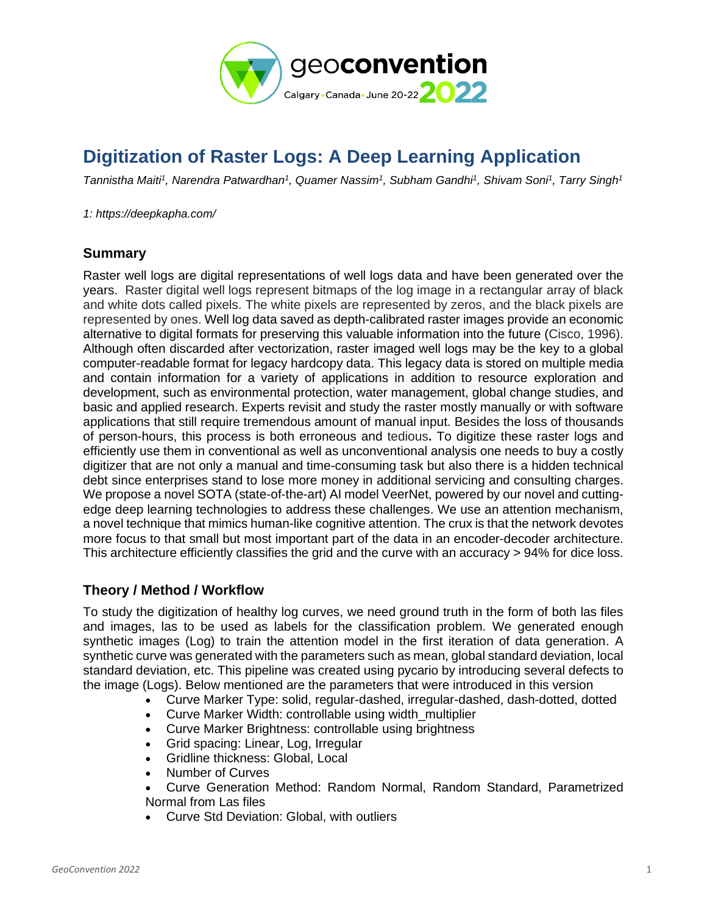# Digitization of Raster Logs: A Deep Learning Application

*Tannistha Maiti[1], Narendra Patwardhan[1], Quamer Nassim[1], Subham Gandhi[1], Shivam Soni[1], Tarry Singh[1]*

*1: https://deepkapha.com/*

## Summary

Raster well logs are digital representations of well logs data and have been generated over the years. Raster digital well logs represent bitmaps of the log image in a rectangular array of black and white dots called pixels. The white pixels are represented by zeros, and the black pixels are represented by ones. Well log data saved as depth-calibrated raster images provide an economic alternative to digital formats for preserving this valuable information into the future (Cisco, 1996). Although often discarded after vectorization, raster imaged well logs may be the key to a global computer-readable format for legacy hardcopy data. This legacy data is stored on multiple media and contain information for a variety of applications in addition to resource exploration and development, such as environmental protection, water management, global change studies, and basic and applied research. Experts revisit and study the raster mostly manually or with software applications that still require tremendous amount of manual input. Besides the loss of thousands of person-hours, this process is both erroneous and tedious**.** To digitize these raster logs and efficiently use them in conventional as well as unconventional analysis one needs to buy a costly digitizer that are not only a manual and time-consuming task but also there is a hidden technical debt since enterprises stand to lose more money in additional servicing and consulting charges. We propose a novel SOTA (state-of-the-art) AI model VeerNet, powered by our novel and cutting-edge deep learning technologies to address these challenges. We use an attention mechanism, a novel technique that mimics human-like cognitive attention. The crux is that the network devotes more focus to that small but most important part of the data in an encoder-decoder architecture. This architecture efficiently classifies the grid and the curve with an accuracy > 94% for dice loss.

## Theory / Method / Workflow

To study the digitization of healthy log curves, we need ground truth in the form of both las files and images, las to be used as labels for the classification problem. We generated enough synthetic images (Log) to train the attention model in the first iteration of data generation. A synthetic curve was generated with the parameters such as mean, global standard deviation, local standard deviation, etc. This pipeline was created using pycario by introducing several defects to the image (Logs). Below mentioned are the parameters that were introduced in this version

- Curve Marker Type: solid, regular-dashed, irregular-dashed, dash-dotted, dotted
- Curve Marker Width: controllable using width_multiplier
- Curve Marker Brightness: controllable using brightness
- Grid spacing: Linear, Log, Irregular
- Gridline thickness: Global, Local
- Number of Curves
- Curve Generation Method: Random Normal, Random Standard, Parametrized Normal from Las files
- Curve Std Deviation: Global, with outliers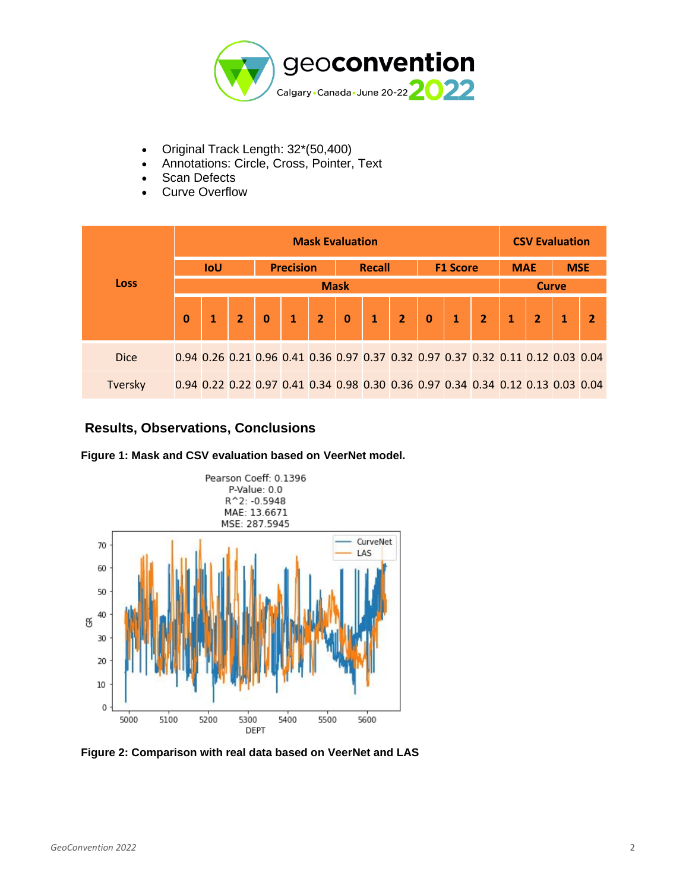- Original Track Length: 32*(50,400)
- Annotations: Circle, Cross, Pointer, Text
- Scan Defects
- Curve Overflow

| Loss | Mask Evaluation | | | | | | | | | | | | CSV Evaluation | | | |
|---|---|---|---|---|---|---|---|---|---|---|---|---|---|---|---|---|
| | IoU | | | Precision | | | Recall | | | F1 Score | | | MAE | | MSE | |
| | Mask | | | | | | | | | | | | Curve | | | |
| | 0 | 1 | 2 | 0 | 1 | 2 | 0 | 1 | 2 | 0 | 1 | 2 | 1 | 2 | 1 | 2 |
| Dice | 0.94 | 0.26 | 0.21 | 0.96 | 0.41 | 0.36 | 0.97 | 0.37 | 0.32 | 0.97 | 0.37 | 0.32 | 0.11 | 0.12 | 0.03 | 0.04 |
| Tversky | 0.94 | 0.22 | 0.22 | 0.97 | 0.41 | 0.34 | 0.98 | 0.30 | 0.36 | 0.97 | 0.34 | 0.34 | 0.12 | 0.13 | 0.03 | 0.04 |

## Results, Observations, Conclusions

**Figure 1: Mask and CSV evaluation based on VeerNet model.**

Pearson Coeff: 0.1396
P-Value: 0.0
R^2: -0.5948
MAE: 13.6671
MSE: 287.5945

**Figure 2: Comparison with real data based on VeerNet and LAS**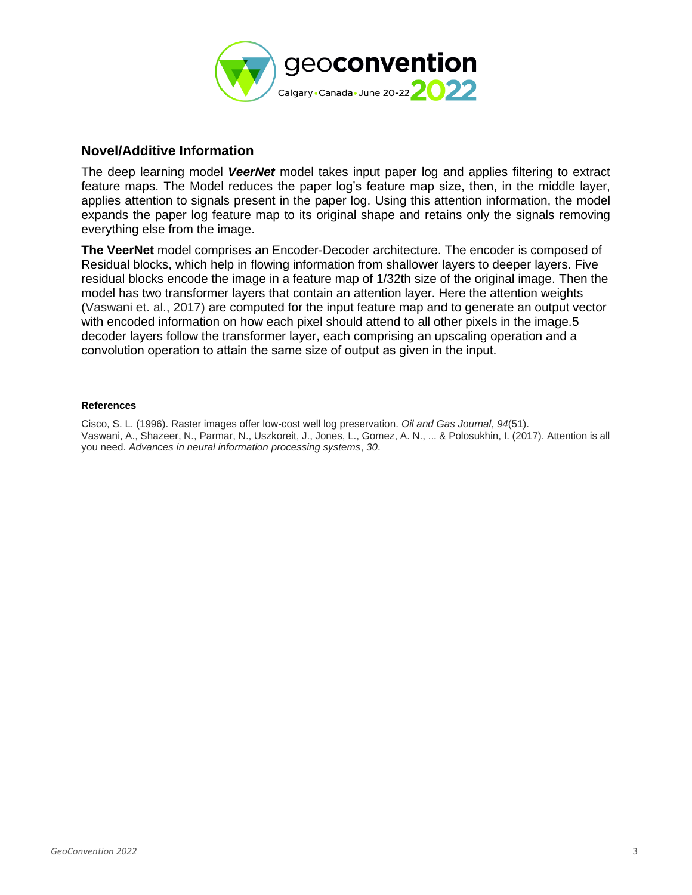## Novel/Additive Information

The deep learning model ***VeerNet*** model takes input paper log and applies filtering to extract feature maps. The Model reduces the paper log's feature map size, then, in the middle layer, applies attention to signals present in the paper log. Using this attention information, the model expands the paper log feature map to its original shape and retains only the signals removing everything else from the image.

**The VeerNet** model comprises an Encoder-Decoder architecture. The encoder is composed of Residual blocks, which help in flowing information from shallower layers to deeper layers. Five residual blocks encode the image in a feature map of 1/32th size of the original image. Then the model has two transformer layers that contain an attention layer. Here the attention weights (Vaswani et. al., 2017) are computed for the input feature map and to generate an output vector with encoded information on how each pixel should attend to all other pixels in the image.5 decoder layers follow the transformer layer, each comprising an upscaling operation and a convolution operation to attain the same size of output as given in the input.

#### References

Cisco, S. L. (1996). Raster images offer low-cost well log preservation. *Oil and Gas Journal*, *94*(51).
Vaswani, A., Shazeer, N., Parmar, N., Uszkoreit, J., Jones, L., Gomez, A. N., ... & Polosukhin, I. (2017). Attention is all you need. *Advances in neural information processing systems*, *30*.